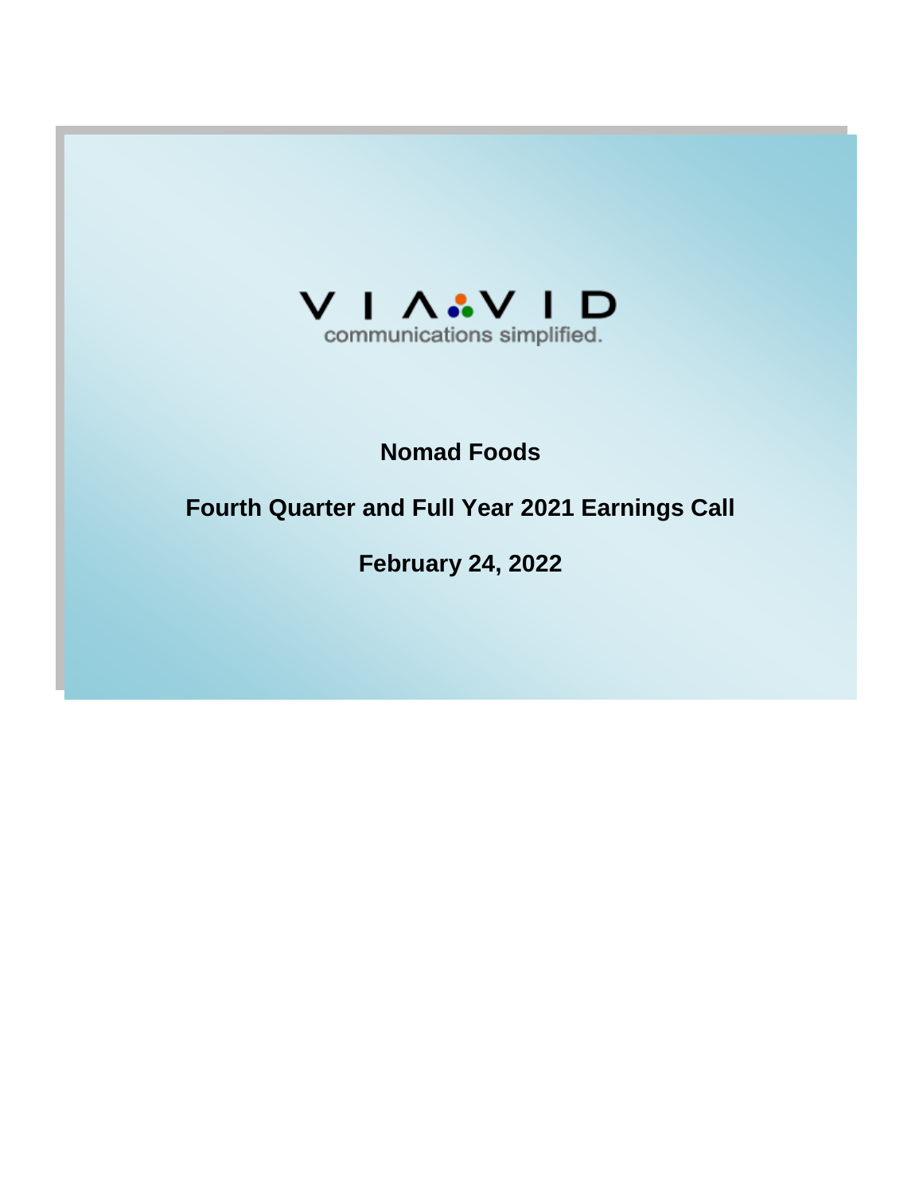VIAVID

communications simplified.

# Nomad Foods

## Fourth Quarter and Full Year 2021 Earnings Call

## February 24, 2022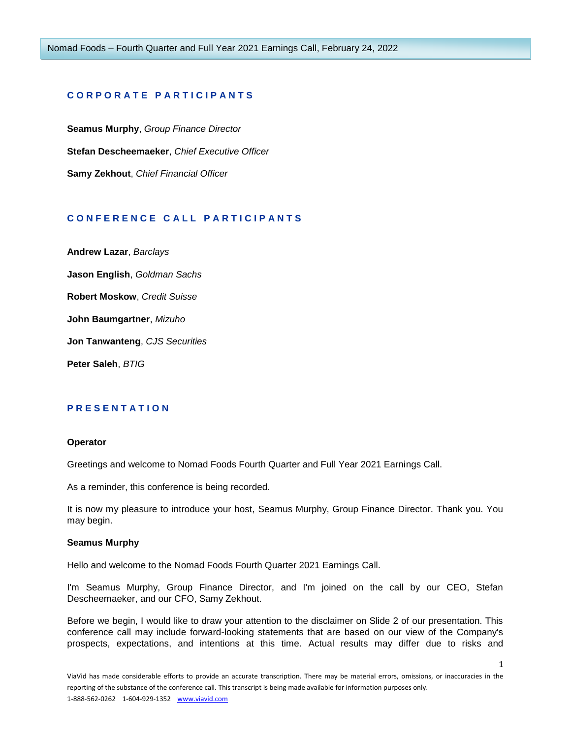## CORPORATE PARTICIPANTS

**Seamus Murphy**, *Group Finance Director*

**Stefan Descheemaeker**, *Chief Executive Officer*

**Samy Zekhout**, *Chief Financial Officer*

## CONFERENCE CALL PARTICIPANTS

**Andrew Lazar**, *Barclays*

**Jason English**, *Goldman Sachs*

**Robert Moskow**, *Credit Suisse*

**John Baumgartner**, *Mizuho*

**Jon Tanwanteng**, *CJS Securities*

**Peter Saleh**, *BTIG*

## PRESENTATION

**Operator**

Greetings and welcome to Nomad Foods Fourth Quarter and Full Year 2021 Earnings Call.

As a reminder, this conference is being recorded.

It is now my pleasure to introduce your host, Seamus Murphy, Group Finance Director. Thank you. You may begin.

**Seamus Murphy**

Hello and welcome to the Nomad Foods Fourth Quarter 2021 Earnings Call.

I'm Seamus Murphy, Group Finance Director, and I'm joined on the call by our CEO, Stefan Descheemaeker, and our CFO, Samy Zekhout.

Before we begin, I would like to draw your attention to the disclaimer on Slide 2 of our presentation. This conference call may include forward-looking statements that are based on our view of the Company's prospects, expectations, and intentions at this time. Actual results may differ due to risks and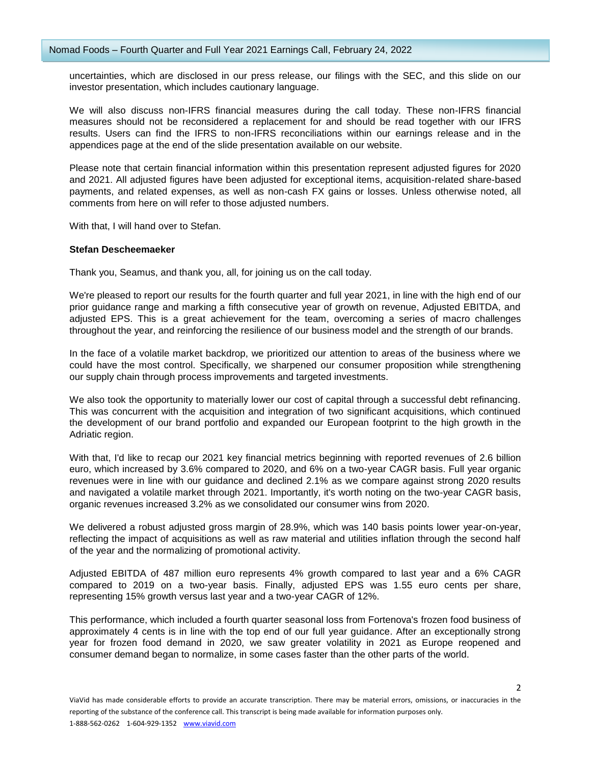uncertainties, which are disclosed in our press release, our filings with the SEC, and this slide on our investor presentation, which includes cautionary language.

We will also discuss non-IFRS financial measures during the call today. These non-IFRS financial measures should not be reconsidered a replacement for and should be read together with our IFRS results. Users can find the IFRS to non-IFRS reconciliations within our earnings release and in the appendices page at the end of the slide presentation available on our website.

Please note that certain financial information within this presentation represent adjusted figures for 2020 and 2021. All adjusted figures have been adjusted for exceptional items, acquisition-related share-based payments, and related expenses, as well as non-cash FX gains or losses. Unless otherwise noted, all comments from here on will refer to those adjusted numbers.

With that, I will hand over to Stefan.

**Stefan Descheemaeker**

Thank you, Seamus, and thank you, all, for joining us on the call today.

We're pleased to report our results for the fourth quarter and full year 2021, in line with the high end of our prior guidance range and marking a fifth consecutive year of growth on revenue, Adjusted EBITDA, and adjusted EPS. This is a great achievement for the team, overcoming a series of macro challenges throughout the year, and reinforcing the resilience of our business model and the strength of our brands.

In the face of a volatile market backdrop, we prioritized our attention to areas of the business where we could have the most control. Specifically, we sharpened our consumer proposition while strengthening our supply chain through process improvements and targeted investments.

We also took the opportunity to materially lower our cost of capital through a successful debt refinancing. This was concurrent with the acquisition and integration of two significant acquisitions, which continued the development of our brand portfolio and expanded our European footprint to the high growth in the Adriatic region.

With that, I'd like to recap our 2021 key financial metrics beginning with reported revenues of 2.6 billion euro, which increased by 3.6% compared to 2020, and 6% on a two-year CAGR basis. Full year organic revenues were in line with our guidance and declined 2.1% as we compare against strong 2020 results and navigated a volatile market through 2021. Importantly, it's worth noting on the two-year CAGR basis, organic revenues increased 3.2% as we consolidated our consumer wins from 2020.

We delivered a robust adjusted gross margin of 28.9%, which was 140 basis points lower year-on-year, reflecting the impact of acquisitions as well as raw material and utilities inflation through the second half of the year and the normalizing of promotional activity.

Adjusted EBITDA of 487 million euro represents 4% growth compared to last year and a 6% CAGR compared to 2019 on a two-year basis. Finally, adjusted EPS was 1.55 euro cents per share, representing 15% growth versus last year and a two-year CAGR of 12%.

This performance, which included a fourth quarter seasonal loss from Fortenova's frozen food business of approximately 4 cents is in line with the top end of our full year guidance. After an exceptionally strong year for frozen food demand in 2020, we saw greater volatility in 2021 as Europe reopened and consumer demand began to normalize, in some cases faster than the other parts of the world.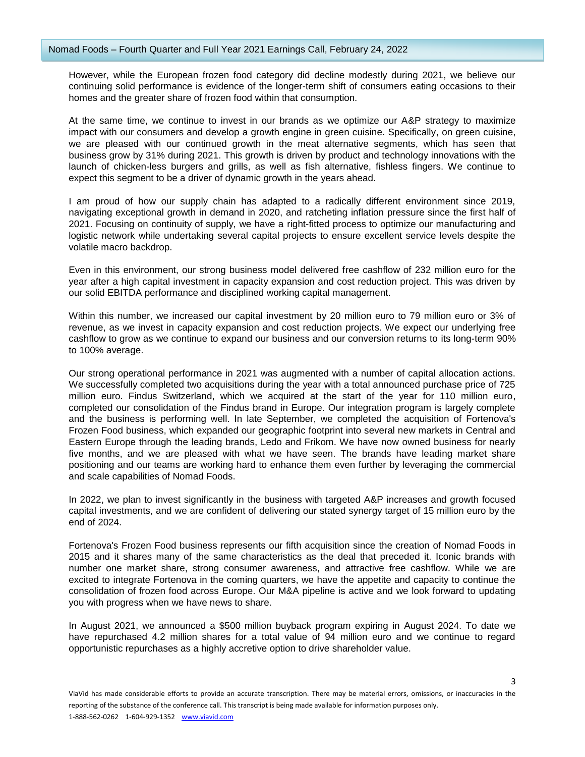However, while the European frozen food category did decline modestly during 2021, we believe our continuing solid performance is evidence of the longer-term shift of consumers eating occasions to their homes and the greater share of frozen food within that consumption.

At the same time, we continue to invest in our brands as we optimize our A&P strategy to maximize impact with our consumers and develop a growth engine in green cuisine. Specifically, on green cuisine, we are pleased with our continued growth in the meat alternative segments, which has seen that business grow by 31% during 2021. This growth is driven by product and technology innovations with the launch of chicken-less burgers and grills, as well as fish alternative, fishless fingers. We continue to expect this segment to be a driver of dynamic growth in the years ahead.

I am proud of how our supply chain has adapted to a radically different environment since 2019, navigating exceptional growth in demand in 2020, and ratcheting inflation pressure since the first half of 2021. Focusing on continuity of supply, we have a right-fitted process to optimize our manufacturing and logistic network while undertaking several capital projects to ensure excellent service levels despite the volatile macro backdrop.

Even in this environment, our strong business model delivered free cashflow of 232 million euro for the year after a high capital investment in capacity expansion and cost reduction project. This was driven by our solid EBITDA performance and disciplined working capital management.

Within this number, we increased our capital investment by 20 million euro to 79 million euro or 3% of revenue, as we invest in capacity expansion and cost reduction projects. We expect our underlying free cashflow to grow as we continue to expand our business and our conversion returns to its long-term 90% to 100% average.

Our strong operational performance in 2021 was augmented with a number of capital allocation actions. We successfully completed two acquisitions during the year with a total announced purchase price of 725 million euro. Findus Switzerland, which we acquired at the start of the year for 110 million euro, completed our consolidation of the Findus brand in Europe. Our integration program is largely complete and the business is performing well. In late September, we completed the acquisition of Fortenova's Frozen Food business, which expanded our geographic footprint into several new markets in Central and Eastern Europe through the leading brands, Ledo and Frikom. We have now owned business for nearly five months, and we are pleased with what we have seen. The brands have leading market share positioning and our teams are working hard to enhance them even further by leveraging the commercial and scale capabilities of Nomad Foods.

In 2022, we plan to invest significantly in the business with targeted A&P increases and growth focused capital investments, and we are confident of delivering our stated synergy target of 15 million euro by the end of 2024.

Fortenova's Frozen Food business represents our fifth acquisition since the creation of Nomad Foods in 2015 and it shares many of the same characteristics as the deal that preceded it. Iconic brands with number one market share, strong consumer awareness, and attractive free cashflow. While we are excited to integrate Fortenova in the coming quarters, we have the appetite and capacity to continue the consolidation of frozen food across Europe. Our M&A pipeline is active and we look forward to updating you with progress when we have news to share.

In August 2021, we announced a $500 million buyback program expiring in August 2024. To date we have repurchased 4.2 million shares for a total value of 94 million euro and we continue to regard opportunistic repurchases as a highly accretive option to drive shareholder value.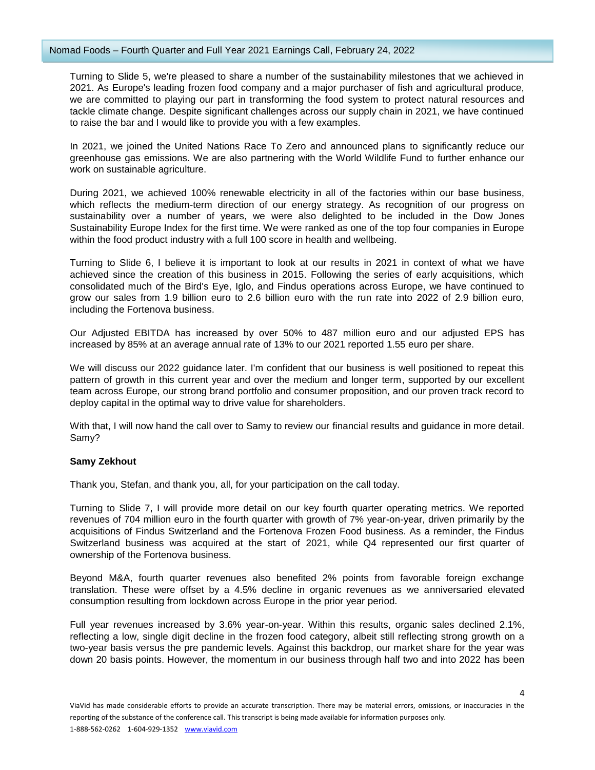Turning to Slide 5, we're pleased to share a number of the sustainability milestones that we achieved in 2021. As Europe's leading frozen food company and a major purchaser of fish and agricultural produce, we are committed to playing our part in transforming the food system to protect natural resources and tackle climate change. Despite significant challenges across our supply chain in 2021, we have continued to raise the bar and I would like to provide you with a few examples.

In 2021, we joined the United Nations Race To Zero and announced plans to significantly reduce our greenhouse gas emissions. We are also partnering with the World Wildlife Fund to further enhance our work on sustainable agriculture.

During 2021, we achieved 100% renewable electricity in all of the factories within our base business, which reflects the medium-term direction of our energy strategy. As recognition of our progress on sustainability over a number of years, we were also delighted to be included in the Dow Jones Sustainability Europe Index for the first time. We were ranked as one of the top four companies in Europe within the food product industry with a full 100 score in health and wellbeing.

Turning to Slide 6, I believe it is important to look at our results in 2021 in context of what we have achieved since the creation of this business in 2015. Following the series of early acquisitions, which consolidated much of the Bird's Eye, Iglo, and Findus operations across Europe, we have continued to grow our sales from 1.9 billion euro to 2.6 billion euro with the run rate into 2022 of 2.9 billion euro, including the Fortenova business.

Our Adjusted EBITDA has increased by over 50% to 487 million euro and our adjusted EPS has increased by 85% at an average annual rate of 13% to our 2021 reported 1.55 euro per share.

We will discuss our 2022 guidance later. I'm confident that our business is well positioned to repeat this pattern of growth in this current year and over the medium and longer term, supported by our excellent team across Europe, our strong brand portfolio and consumer proposition, and our proven track record to deploy capital in the optimal way to drive value for shareholders.

With that, I will now hand the call over to Samy to review our financial results and guidance in more detail. Samy?

**Samy Zekhout**

Thank you, Stefan, and thank you, all, for your participation on the call today.

Turning to Slide 7, I will provide more detail on our key fourth quarter operating metrics. We reported revenues of 704 million euro in the fourth quarter with growth of 7% year-on-year, driven primarily by the acquisitions of Findus Switzerland and the Fortenova Frozen Food business. As a reminder, the Findus Switzerland business was acquired at the start of 2021, while Q4 represented our first quarter of ownership of the Fortenova business.

Beyond M&A, fourth quarter revenues also benefited 2% points from favorable foreign exchange translation. These were offset by a 4.5% decline in organic revenues as we anniversaried elevated consumption resulting from lockdown across Europe in the prior year period.

Full year revenues increased by 3.6% year-on-year. Within this results, organic sales declined 2.1%, reflecting a low, single digit decline in the frozen food category, albeit still reflecting strong growth on a two-year basis versus the pre pandemic levels. Against this backdrop, our market share for the year was down 20 basis points. However, the momentum in our business through half two and into 2022 has been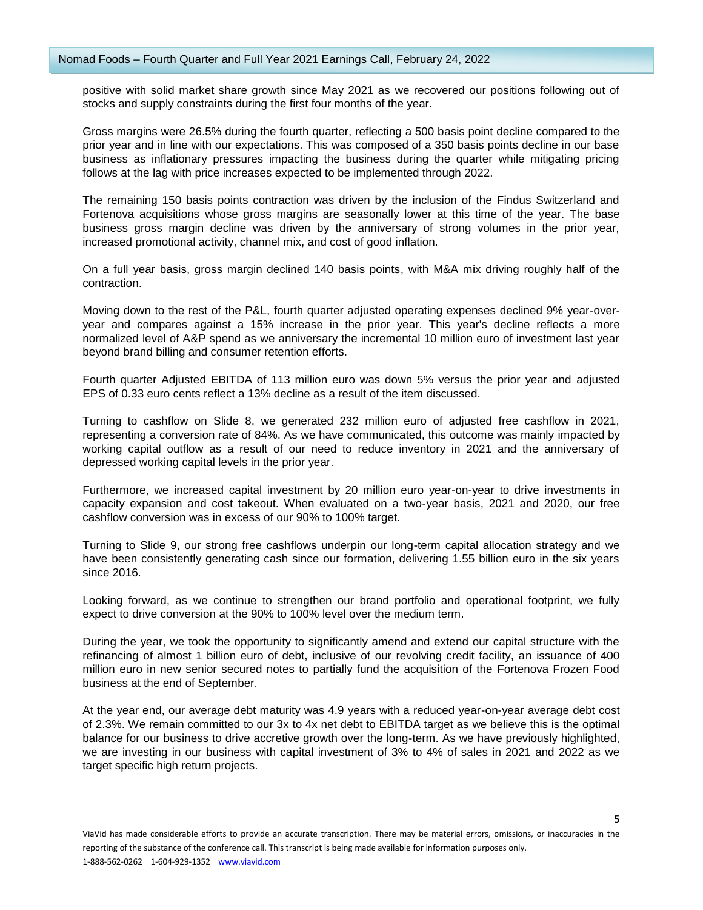positive with solid market share growth since May 2021 as we recovered our positions following out of stocks and supply constraints during the first four months of the year.

Gross margins were 26.5% during the fourth quarter, reflecting a 500 basis point decline compared to the prior year and in line with our expectations. This was composed of a 350 basis points decline in our base business as inflationary pressures impacting the business during the quarter while mitigating pricing follows at the lag with price increases expected to be implemented through 2022.

The remaining 150 basis points contraction was driven by the inclusion of the Findus Switzerland and Fortenova acquisitions whose gross margins are seasonally lower at this time of the year. The base business gross margin decline was driven by the anniversary of strong volumes in the prior year, increased promotional activity, channel mix, and cost of good inflation.

On a full year basis, gross margin declined 140 basis points, with M&A mix driving roughly half of the contraction.

Moving down to the rest of the P&L, fourth quarter adjusted operating expenses declined 9% year-over-year and compares against a 15% increase in the prior year. This year's decline reflects a more normalized level of A&P spend as we anniversary the incremental 10 million euro of investment last year beyond brand billing and consumer retention efforts.

Fourth quarter Adjusted EBITDA of 113 million euro was down 5% versus the prior year and adjusted EPS of 0.33 euro cents reflect a 13% decline as a result of the item discussed.

Turning to cashflow on Slide 8, we generated 232 million euro of adjusted free cashflow in 2021, representing a conversion rate of 84%. As we have communicated, this outcome was mainly impacted by working capital outflow as a result of our need to reduce inventory in 2021 and the anniversary of depressed working capital levels in the prior year.

Furthermore, we increased capital investment by 20 million euro year-on-year to drive investments in capacity expansion and cost takeout. When evaluated on a two-year basis, 2021 and 2020, our free cashflow conversion was in excess of our 90% to 100% target.

Turning to Slide 9, our strong free cashflows underpin our long-term capital allocation strategy and we have been consistently generating cash since our formation, delivering 1.55 billion euro in the six years since 2016.

Looking forward, as we continue to strengthen our brand portfolio and operational footprint, we fully expect to drive conversion at the 90% to 100% level over the medium term.

During the year, we took the opportunity to significantly amend and extend our capital structure with the refinancing of almost 1 billion euro of debt, inclusive of our revolving credit facility, an issuance of 400 million euro in new senior secured notes to partially fund the acquisition of the Fortenova Frozen Food business at the end of September.

At the year end, our average debt maturity was 4.9 years with a reduced year-on-year average debt cost of 2.3%. We remain committed to our 3x to 4x net debt to EBITDA target as we believe this is the optimal balance for our business to drive accretive growth over the long-term. As we have previously highlighted, we are investing in our business with capital investment of 3% to 4% of sales in 2021 and 2022 as we target specific high return projects.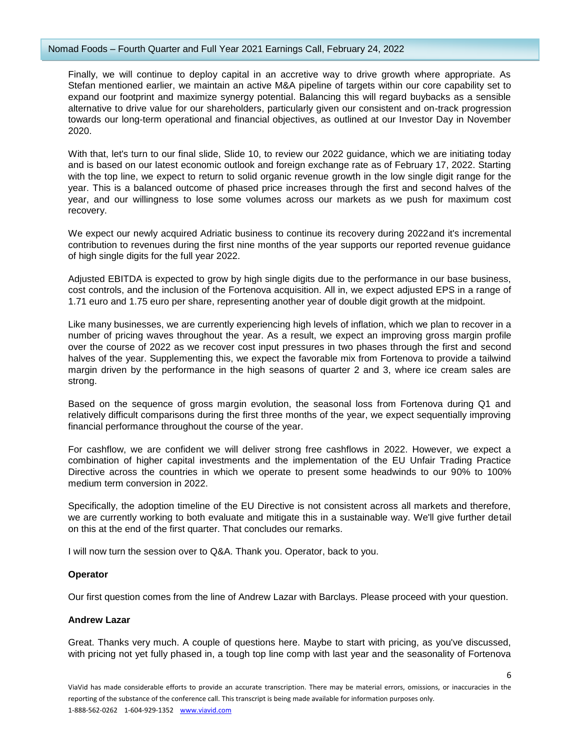Finally, we will continue to deploy capital in an accretive way to drive growth where appropriate. As Stefan mentioned earlier, we maintain an active M&A pipeline of targets within our core capability set to expand our footprint and maximize synergy potential. Balancing this will regard buybacks as a sensible alternative to drive value for our shareholders, particularly given our consistent and on-track progression towards our long-term operational and financial objectives, as outlined at our Investor Day in November 2020.

With that, let's turn to our final slide, Slide 10, to review our 2022 guidance, which we are initiating today and is based on our latest economic outlook and foreign exchange rate as of February 17, 2022. Starting with the top line, we expect to return to solid organic revenue growth in the low single digit range for the year. This is a balanced outcome of phased price increases through the first and second halves of the year, and our willingness to lose some volumes across our markets as we push for maximum cost recovery.

We expect our newly acquired Adriatic business to continue its recovery during 2022and it's incremental contribution to revenues during the first nine months of the year supports our reported revenue guidance of high single digits for the full year 2022.

Adjusted EBITDA is expected to grow by high single digits due to the performance in our base business, cost controls, and the inclusion of the Fortenova acquisition. All in, we expect adjusted EPS in a range of 1.71 euro and 1.75 euro per share, representing another year of double digit growth at the midpoint.

Like many businesses, we are currently experiencing high levels of inflation, which we plan to recover in a number of pricing waves throughout the year. As a result, we expect an improving gross margin profile over the course of 2022 as we recover cost input pressures in two phases through the first and second halves of the year. Supplementing this, we expect the favorable mix from Fortenova to provide a tailwind margin driven by the performance in the high seasons of quarter 2 and 3, where ice cream sales are strong.

Based on the sequence of gross margin evolution, the seasonal loss from Fortenova during Q1 and relatively difficult comparisons during the first three months of the year, we expect sequentially improving financial performance throughout the course of the year.

For cashflow, we are confident we will deliver strong free cashflows in 2022. However, we expect a combination of higher capital investments and the implementation of the EU Unfair Trading Practice Directive across the countries in which we operate to present some headwinds to our 90% to 100% medium term conversion in 2022.

Specifically, the adoption timeline of the EU Directive is not consistent across all markets and therefore, we are currently working to both evaluate and mitigate this in a sustainable way. We'll give further detail on this at the end of the first quarter. That concludes our remarks.

I will now turn the session over to Q&A. Thank you. Operator, back to you.

**Operator**

Our first question comes from the line of Andrew Lazar with Barclays. Please proceed with your question.

**Andrew Lazar**

Great. Thanks very much. A couple of questions here. Maybe to start with pricing, as you've discussed, with pricing not yet fully phased in, a tough top line comp with last year and the seasonality of Fortenova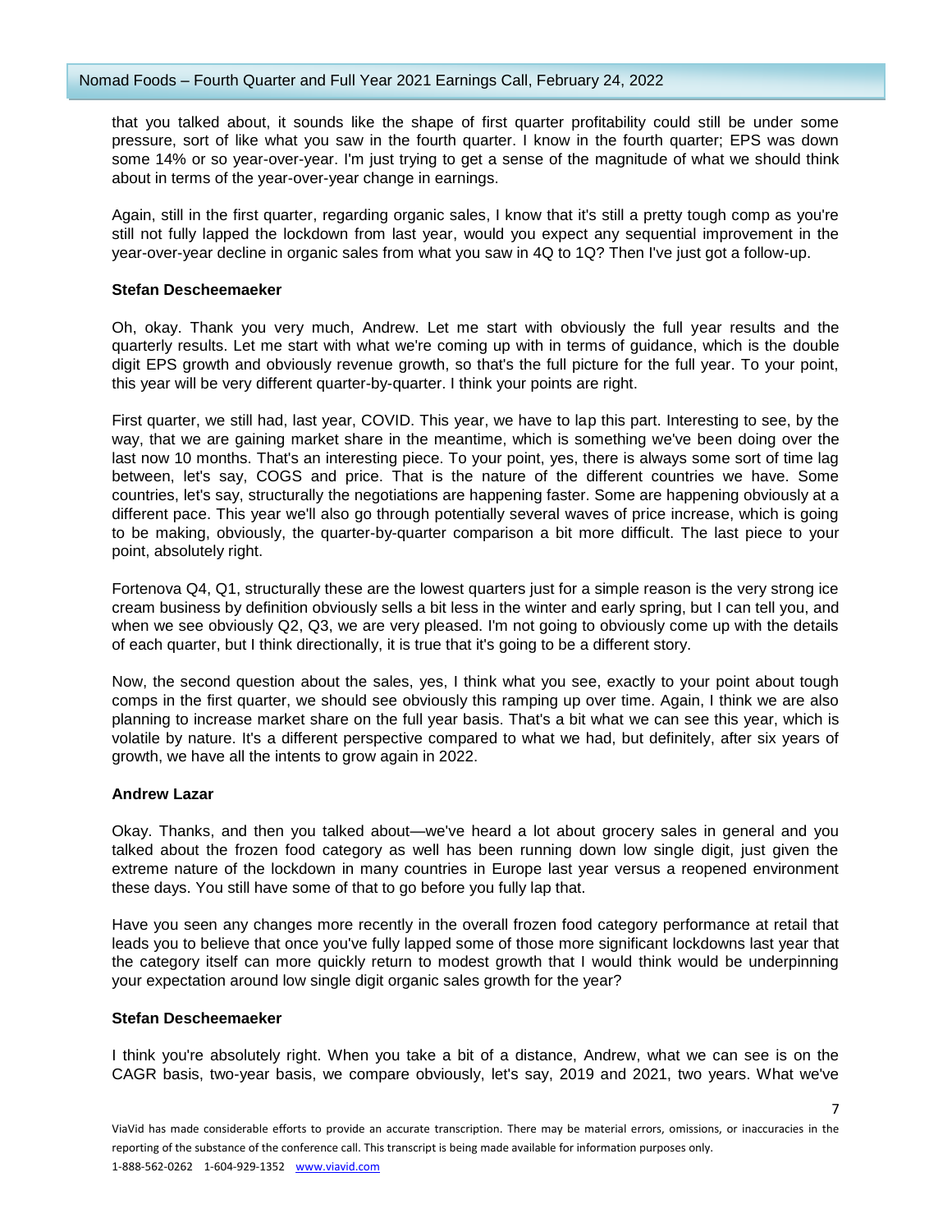that you talked about, it sounds like the shape of first quarter profitability could still be under some pressure, sort of like what you saw in the fourth quarter. I know in the fourth quarter; EPS was down some 14% or so year-over-year. I'm just trying to get a sense of the magnitude of what we should think about in terms of the year-over-year change in earnings.

Again, still in the first quarter, regarding organic sales, I know that it's still a pretty tough comp as you're still not fully lapped the lockdown from last year, would you expect any sequential improvement in the year-over-year decline in organic sales from what you saw in 4Q to 1Q? Then I've just got a follow-up.

**Stefan Descheemaeker**

Oh, okay. Thank you very much, Andrew. Let me start with obviously the full year results and the quarterly results. Let me start with what we're coming up with in terms of guidance, which is the double digit EPS growth and obviously revenue growth, so that's the full picture for the full year. To your point, this year will be very different quarter-by-quarter. I think your points are right.

First quarter, we still had, last year, COVID. This year, we have to lap this part. Interesting to see, by the way, that we are gaining market share in the meantime, which is something we've been doing over the last now 10 months. That's an interesting piece. To your point, yes, there is always some sort of time lag between, let's say, COGS and price. That is the nature of the different countries we have. Some countries, let's say, structurally the negotiations are happening faster. Some are happening obviously at a different pace. This year we'll also go through potentially several waves of price increase, which is going to be making, obviously, the quarter-by-quarter comparison a bit more difficult. The last piece to your point, absolutely right.

Fortenova Q4, Q1, structurally these are the lowest quarters just for a simple reason is the very strong ice cream business by definition obviously sells a bit less in the winter and early spring, but I can tell you, and when we see obviously Q2, Q3, we are very pleased. I'm not going to obviously come up with the details of each quarter, but I think directionally, it is true that it's going to be a different story.

Now, the second question about the sales, yes, I think what you see, exactly to your point about tough comps in the first quarter, we should see obviously this ramping up over time. Again, I think we are also planning to increase market share on the full year basis. That's a bit what we can see this year, which is volatile by nature. It's a different perspective compared to what we had, but definitely, after six years of growth, we have all the intents to grow again in 2022.

**Andrew Lazar**

Okay. Thanks, and then you talked about—we've heard a lot about grocery sales in general and you talked about the frozen food category as well has been running down low single digit, just given the extreme nature of the lockdown in many countries in Europe last year versus a reopened environment these days. You still have some of that to go before you fully lap that.

Have you seen any changes more recently in the overall frozen food category performance at retail that leads you to believe that once you've fully lapped some of those more significant lockdowns last year that the category itself can more quickly return to modest growth that I would think would be underpinning your expectation around low single digit organic sales growth for the year?

**Stefan Descheemaeker**

I think you're absolutely right. When you take a bit of a distance, Andrew, what we can see is on the CAGR basis, two-year basis, we compare obviously, let's say, 2019 and 2021, two years. What we've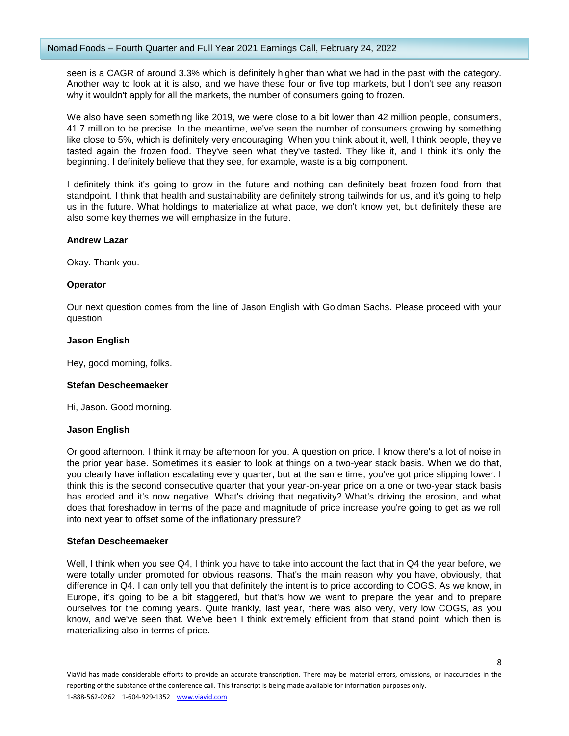seen is a CAGR of around 3.3% which is definitely higher than what we had in the past with the category. Another way to look at it is also, and we have these four or five top markets, but I don't see any reason why it wouldn't apply for all the markets, the number of consumers going to frozen.

We also have seen something like 2019, we were close to a bit lower than 42 million people, consumers, 41.7 million to be precise. In the meantime, we've seen the number of consumers growing by something like close to 5%, which is definitely very encouraging. When you think about it, well, I think people, they've tasted again the frozen food. They've seen what they've tasted. They like it, and I think it's only the beginning. I definitely believe that they see, for example, waste is a big component.

I definitely think it's going to grow in the future and nothing can definitely beat frozen food from that standpoint. I think that health and sustainability are definitely strong tailwinds for us, and it's going to help us in the future. What holdings to materialize at what pace, we don't know yet, but definitely these are also some key themes we will emphasize in the future.

**Andrew Lazar**

Okay. Thank you.

**Operator**

Our next question comes from the line of Jason English with Goldman Sachs. Please proceed with your question.

**Jason English**

Hey, good morning, folks.

**Stefan Descheemaeker**

Hi, Jason. Good morning.

**Jason English**

Or good afternoon. I think it may be afternoon for you. A question on price. I know there's a lot of noise in the prior year base. Sometimes it's easier to look at things on a two-year stack basis. When we do that, you clearly have inflation escalating every quarter, but at the same time, you've got price slipping lower. I think this is the second consecutive quarter that your year-on-year price on a one or two-year stack basis has eroded and it's now negative. What's driving that negativity? What's driving the erosion, and what does that foreshadow in terms of the pace and magnitude of price increase you're going to get as we roll into next year to offset some of the inflationary pressure?

**Stefan Descheemaeker**

Well, I think when you see Q4, I think you have to take into account the fact that in Q4 the year before, we were totally under promoted for obvious reasons. That's the main reason why you have, obviously, that difference in Q4. I can only tell you that definitely the intent is to price according to COGS. As we know, in Europe, it's going to be a bit staggered, but that's how we want to prepare the year and to prepare ourselves for the coming years. Quite frankly, last year, there was also very, very low COGS, as you know, and we've seen that. We've been I think extremely efficient from that stand point, which then is materializing also in terms of price.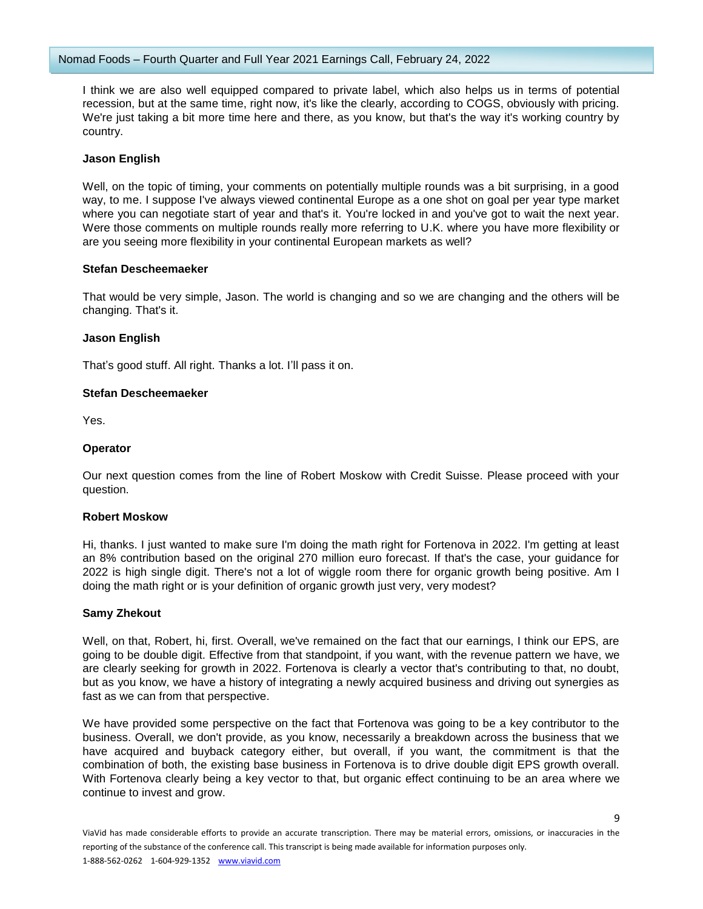I think we are also well equipped compared to private label, which also helps us in terms of potential recession, but at the same time, right now, it's like the clearly, according to COGS, obviously with pricing. We're just taking a bit more time here and there, as you know, but that's the way it's working country by country.

**Jason English**

Well, on the topic of timing, your comments on potentially multiple rounds was a bit surprising, in a good way, to me. I suppose I've always viewed continental Europe as a one shot on goal per year type market where you can negotiate start of year and that's it. You're locked in and you've got to wait the next year. Were those comments on multiple rounds really more referring to U.K. where you have more flexibility or are you seeing more flexibility in your continental European markets as well?

**Stefan Descheemaeker**

That would be very simple, Jason. The world is changing and so we are changing and the others will be changing. That's it.

**Jason English**

That's good stuff. All right. Thanks a lot. I'll pass it on.

**Stefan Descheemaeker**

Yes.

**Operator**

Our next question comes from the line of Robert Moskow with Credit Suisse. Please proceed with your question.

**Robert Moskow**

Hi, thanks. I just wanted to make sure I'm doing the math right for Fortenova in 2022. I'm getting at least an 8% contribution based on the original 270 million euro forecast. If that's the case, your guidance for 2022 is high single digit. There's not a lot of wiggle room there for organic growth being positive. Am I doing the math right or is your definition of organic growth just very, very modest?

**Samy Zhekout**

Well, on that, Robert, hi, first. Overall, we've remained on the fact that our earnings, I think our EPS, are going to be double digit. Effective from that standpoint, if you want, with the revenue pattern we have, we are clearly seeking for growth in 2022. Fortenova is clearly a vector that's contributing to that, no doubt, but as you know, we have a history of integrating a newly acquired business and driving out synergies as fast as we can from that perspective.

We have provided some perspective on the fact that Fortenova was going to be a key contributor to the business. Overall, we don't provide, as you know, necessarily a breakdown across the business that we have acquired and buyback category either, but overall, if you want, the commitment is that the combination of both, the existing base business in Fortenova is to drive double digit EPS growth overall. With Fortenova clearly being a key vector to that, but organic effect continuing to be an area where we continue to invest and grow.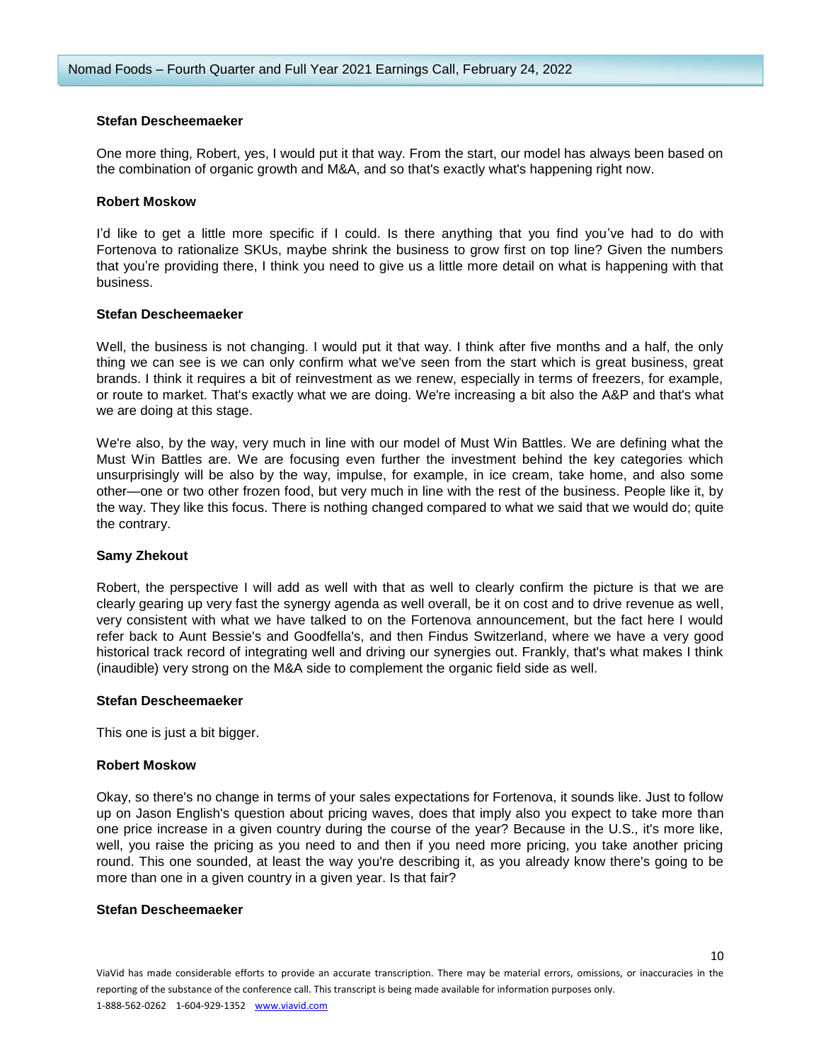**Stefan Descheemaeker**

One more thing, Robert, yes, I would put it that way. From the start, our model has always been based on the combination of organic growth and M&A, and so that's exactly what's happening right now.

**Robert Moskow**

I'd like to get a little more specific if I could. Is there anything that you find you've had to do with Fortenova to rationalize SKUs, maybe shrink the business to grow first on top line? Given the numbers that you're providing there, I think you need to give us a little more detail on what is happening with that business.

**Stefan Descheemaeker**

Well, the business is not changing. I would put it that way. I think after five months and a half, the only thing we can see is we can only confirm what we've seen from the start which is great business, great brands. I think it requires a bit of reinvestment as we renew, especially in terms of freezers, for example, or route to market. That's exactly what we are doing. We're increasing a bit also the A&P and that's what we are doing at this stage.

We're also, by the way, very much in line with our model of Must Win Battles. We are defining what the Must Win Battles are. We are focusing even further the investment behind the key categories which unsurprisingly will be also by the way, impulse, for example, in ice cream, take home, and also some other—one or two other frozen food, but very much in line with the rest of the business. People like it, by the way. They like this focus. There is nothing changed compared to what we said that we would do; quite the contrary.

**Samy Zhekout**

Robert, the perspective I will add as well with that as well to clearly confirm the picture is that we are clearly gearing up very fast the synergy agenda as well overall, be it on cost and to drive revenue as well, very consistent with what we have talked to on the Fortenova announcement, but the fact here I would refer back to Aunt Bessie's and Goodfella's, and then Findus Switzerland, where we have a very good historical track record of integrating well and driving our synergies out. Frankly, that's what makes I think (inaudible) very strong on the M&A side to complement the organic field side as well.

**Stefan Descheemaeker**

This one is just a bit bigger.

**Robert Moskow**

Okay, so there's no change in terms of your sales expectations for Fortenova, it sounds like. Just to follow up on Jason English's question about pricing waves, does that imply also you expect to take more than one price increase in a given country during the course of the year? Because in the U.S., it's more like, well, you raise the pricing as you need to and then if you need more pricing, you take another pricing round. This one sounded, at least the way you're describing it, as you already know there's going to be more than one in a given country in a given year. Is that fair?

**Stefan Descheemaeker**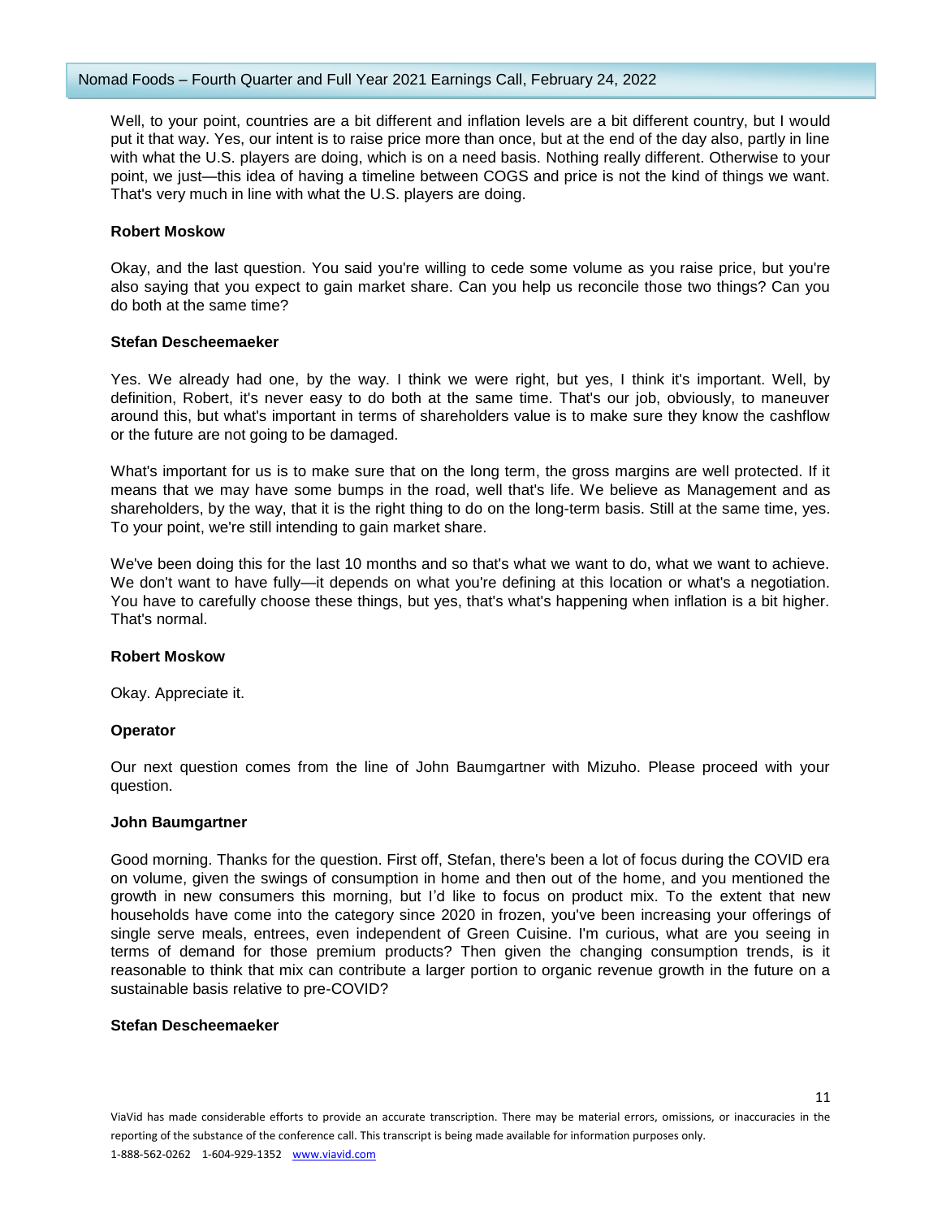Well, to your point, countries are a bit different and inflation levels are a bit different country, but I would put it that way. Yes, our intent is to raise price more than once, but at the end of the day also, partly in line with what the U.S. players are doing, which is on a need basis. Nothing really different. Otherwise to your point, we just—this idea of having a timeline between COGS and price is not the kind of things we want. That's very much in line with what the U.S. players are doing.

**Robert Moskow**

Okay, and the last question. You said you're willing to cede some volume as you raise price, but you're also saying that you expect to gain market share. Can you help us reconcile those two things? Can you do both at the same time?

**Stefan Descheemaeker**

Yes. We already had one, by the way. I think we were right, but yes, I think it's important. Well, by definition, Robert, it's never easy to do both at the same time. That's our job, obviously, to maneuver around this, but what's important in terms of shareholders value is to make sure they know the cashflow or the future are not going to be damaged.

What's important for us is to make sure that on the long term, the gross margins are well protected. If it means that we may have some bumps in the road, well that's life. We believe as Management and as shareholders, by the way, that it is the right thing to do on the long-term basis. Still at the same time, yes. To your point, we're still intending to gain market share.

We've been doing this for the last 10 months and so that's what we want to do, what we want to achieve. We don't want to have fully—it depends on what you're defining at this location or what's a negotiation. You have to carefully choose these things, but yes, that's what's happening when inflation is a bit higher. That's normal.

**Robert Moskow**

Okay. Appreciate it.

**Operator**

Our next question comes from the line of John Baumgartner with Mizuho. Please proceed with your question.

**John Baumgartner**

Good morning. Thanks for the question. First off, Stefan, there's been a lot of focus during the COVID era on volume, given the swings of consumption in home and then out of the home, and you mentioned the growth in new consumers this morning, but I'd like to focus on product mix. To the extent that new households have come into the category since 2020 in frozen, you've been increasing your offerings of single serve meals, entrees, even independent of Green Cuisine. I'm curious, what are you seeing in terms of demand for those premium products? Then given the changing consumption trends, is it reasonable to think that mix can contribute a larger portion to organic revenue growth in the future on a sustainable basis relative to pre-COVID?

**Stefan Descheemaeker**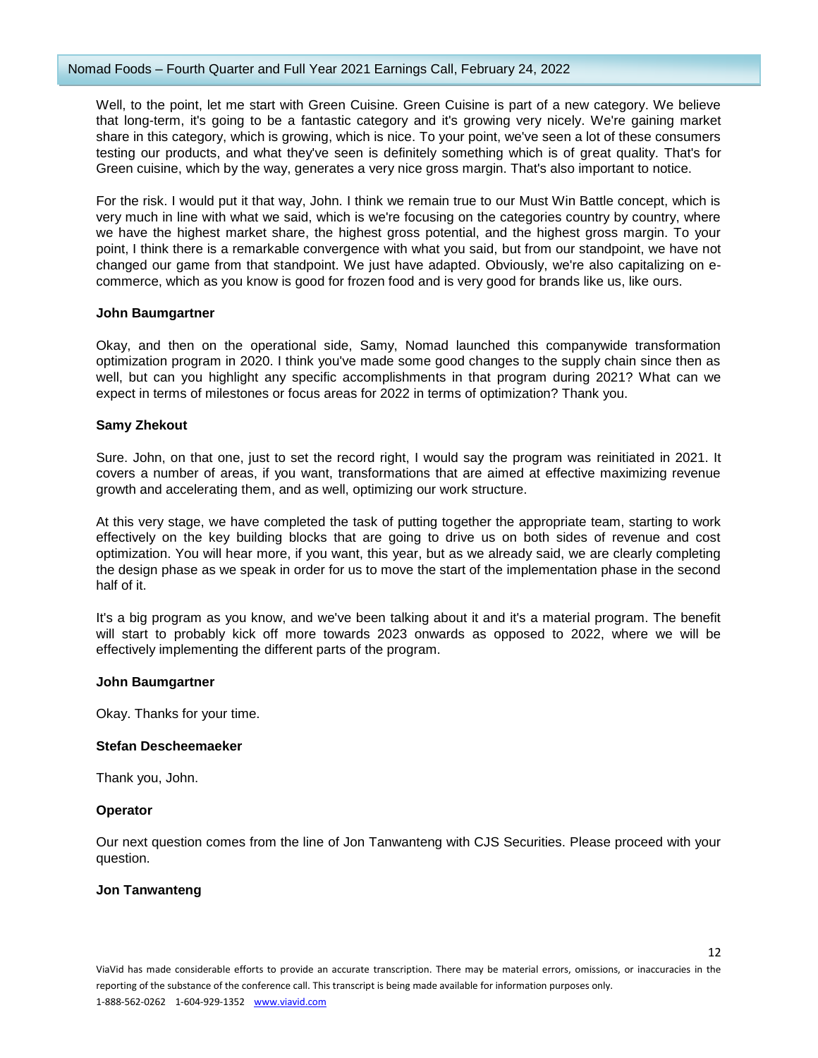Well, to the point, let me start with Green Cuisine. Green Cuisine is part of a new category. We believe that long-term, it's going to be a fantastic category and it's growing very nicely. We're gaining market share in this category, which is growing, which is nice. To your point, we've seen a lot of these consumers testing our products, and what they've seen is definitely something which is of great quality. That's for Green cuisine, which by the way, generates a very nice gross margin. That's also important to notice.

For the risk. I would put it that way, John. I think we remain true to our Must Win Battle concept, which is very much in line with what we said, which is we're focusing on the categories country by country, where we have the highest market share, the highest gross potential, and the highest gross margin. To your point, I think there is a remarkable convergence with what you said, but from our standpoint, we have not changed our game from that standpoint. We just have adapted. Obviously, we're also capitalizing on e-commerce, which as you know is good for frozen food and is very good for brands like us, like ours.

**John Baumgartner**

Okay, and then on the operational side, Samy, Nomad launched this companywide transformation optimization program in 2020. I think you've made some good changes to the supply chain since then as well, but can you highlight any specific accomplishments in that program during 2021? What can we expect in terms of milestones or focus areas for 2022 in terms of optimization? Thank you.

**Samy Zhekout**

Sure. John, on that one, just to set the record right, I would say the program was reinitiated in 2021. It covers a number of areas, if you want, transformations that are aimed at effective maximizing revenue growth and accelerating them, and as well, optimizing our work structure.

At this very stage, we have completed the task of putting together the appropriate team, starting to work effectively on the key building blocks that are going to drive us on both sides of revenue and cost optimization. You will hear more, if you want, this year, but as we already said, we are clearly completing the design phase as we speak in order for us to move the start of the implementation phase in the second half of it.

It's a big program as you know, and we've been talking about it and it's a material program. The benefit will start to probably kick off more towards 2023 onwards as opposed to 2022, where we will be effectively implementing the different parts of the program.

**John Baumgartner**

Okay. Thanks for your time.

**Stefan Descheemaeker**

Thank you, John.

**Operator**

Our next question comes from the line of Jon Tanwanteng with CJS Securities. Please proceed with your question.

**Jon Tanwanteng**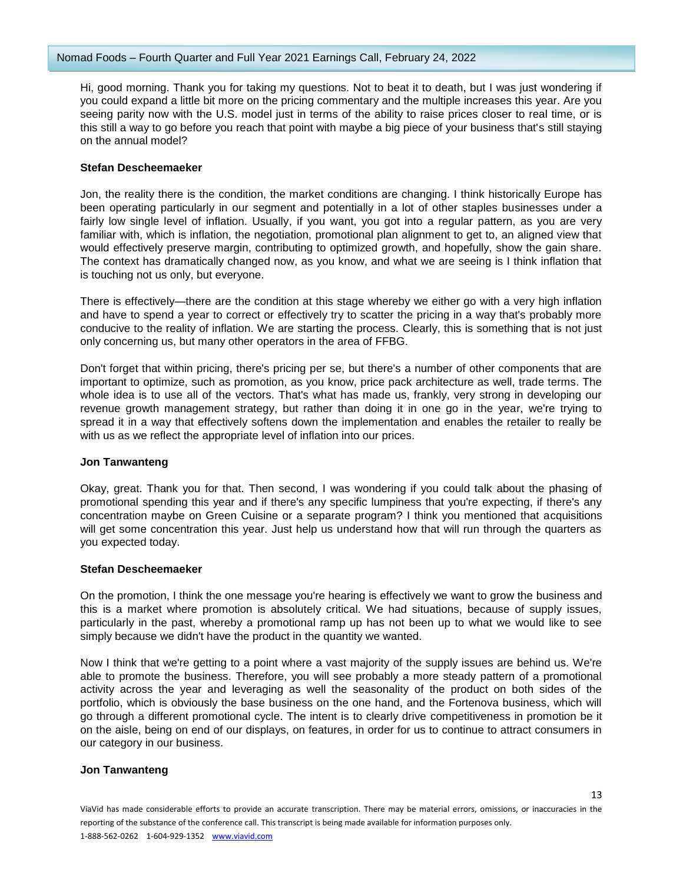Hi, good morning. Thank you for taking my questions. Not to beat it to death, but I was just wondering if you could expand a little bit more on the pricing commentary and the multiple increases this year. Are you seeing parity now with the U.S. model just in terms of the ability to raise prices closer to real time, or is this still a way to go before you reach that point with maybe a big piece of your business that's still staying on the annual model?

**Stefan Descheemaeker**

Jon, the reality there is the condition, the market conditions are changing. I think historically Europe has been operating particularly in our segment and potentially in a lot of other staples businesses under a fairly low single level of inflation. Usually, if you want, you got into a regular pattern, as you are very familiar with, which is inflation, the negotiation, promotional plan alignment to get to, an aligned view that would effectively preserve margin, contributing to optimized growth, and hopefully, show the gain share. The context has dramatically changed now, as you know, and what we are seeing is I think inflation that is touching not us only, but everyone.

There is effectively—there are the condition at this stage whereby we either go with a very high inflation and have to spend a year to correct or effectively try to scatter the pricing in a way that's probably more conducive to the reality of inflation. We are starting the process. Clearly, this is something that is not just only concerning us, but many other operators in the area of FFBG.

Don't forget that within pricing, there's pricing per se, but there's a number of other components that are important to optimize, such as promotion, as you know, price pack architecture as well, trade terms. The whole idea is to use all of the vectors. That's what has made us, frankly, very strong in developing our revenue growth management strategy, but rather than doing it in one go in the year, we're trying to spread it in a way that effectively softens down the implementation and enables the retailer to really be with us as we reflect the appropriate level of inflation into our prices.

**Jon Tanwanteng**

Okay, great. Thank you for that. Then second, I was wondering if you could talk about the phasing of promotional spending this year and if there's any specific lumpiness that you're expecting, if there's any concentration maybe on Green Cuisine or a separate program? I think you mentioned that acquisitions will get some concentration this year. Just help us understand how that will run through the quarters as you expected today.

**Stefan Descheemaeker**

On the promotion, I think the one message you're hearing is effectively we want to grow the business and this is a market where promotion is absolutely critical. We had situations, because of supply issues, particularly in the past, whereby a promotional ramp up has not been up to what we would like to see simply because we didn't have the product in the quantity we wanted.

Now I think that we're getting to a point where a vast majority of the supply issues are behind us. We're able to promote the business. Therefore, you will see probably a more steady pattern of a promotional activity across the year and leveraging as well the seasonality of the product on both sides of the portfolio, which is obviously the base business on the one hand, and the Fortenova business, which will go through a different promotional cycle. The intent is to clearly drive competitiveness in promotion be it on the aisle, being on end of our displays, on features, in order for us to continue to attract consumers in our category in our business.

**Jon Tanwanteng**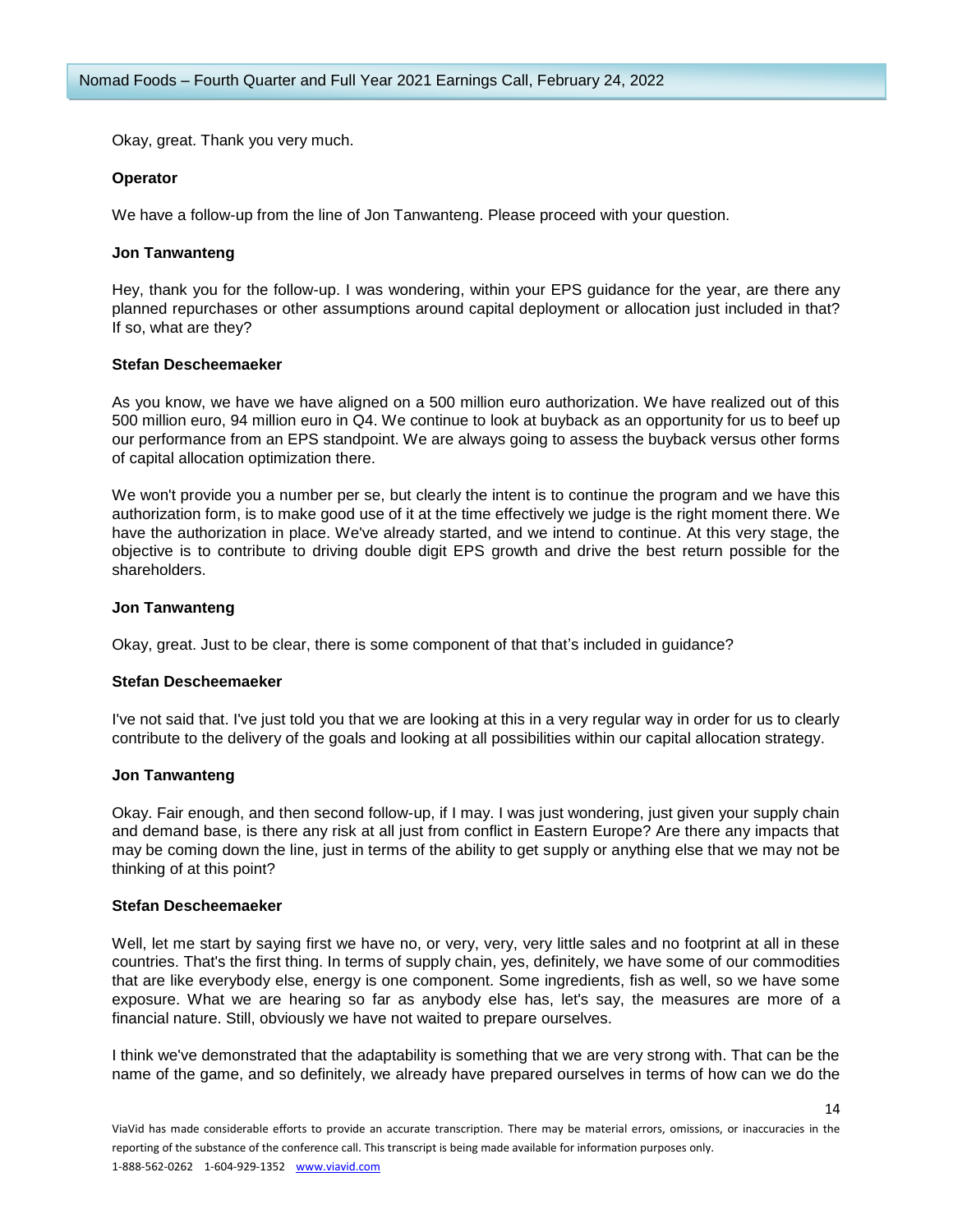Okay, great. Thank you very much.

**Operator**

We have a follow-up from the line of Jon Tanwanteng. Please proceed with your question.

**Jon Tanwanteng**

Hey, thank you for the follow-up. I was wondering, within your EPS guidance for the year, are there any planned repurchases or other assumptions around capital deployment or allocation just included in that? If so, what are they?

**Stefan Descheemaeker**

As you know, we have we have aligned on a 500 million euro authorization. We have realized out of this 500 million euro, 94 million euro in Q4. We continue to look at buyback as an opportunity for us to beef up our performance from an EPS standpoint. We are always going to assess the buyback versus other forms of capital allocation optimization there.

We won't provide you a number per se, but clearly the intent is to continue the program and we have this authorization form, is to make good use of it at the time effectively we judge is the right moment there. We have the authorization in place. We've already started, and we intend to continue. At this very stage, the objective is to contribute to driving double digit EPS growth and drive the best return possible for the shareholders.

**Jon Tanwanteng**

Okay, great. Just to be clear, there is some component of that that's included in guidance?

**Stefan Descheemaeker**

I've not said that. I've just told you that we are looking at this in a very regular way in order for us to clearly contribute to the delivery of the goals and looking at all possibilities within our capital allocation strategy.

**Jon Tanwanteng**

Okay. Fair enough, and then second follow-up, if I may. I was just wondering, just given your supply chain and demand base, is there any risk at all just from conflict in Eastern Europe? Are there any impacts that may be coming down the line, just in terms of the ability to get supply or anything else that we may not be thinking of at this point?

**Stefan Descheemaeker**

Well, let me start by saying first we have no, or very, very, very little sales and no footprint at all in these countries. That's the first thing. In terms of supply chain, yes, definitely, we have some of our commodities that are like everybody else, energy is one component. Some ingredients, fish as well, so we have some exposure. What we are hearing so far as anybody else has, let's say, the measures are more of a financial nature. Still, obviously we have not waited to prepare ourselves.

I think we've demonstrated that the adaptability is something that we are very strong with. That can be the name of the game, and so definitely, we already have prepared ourselves in terms of how can we do the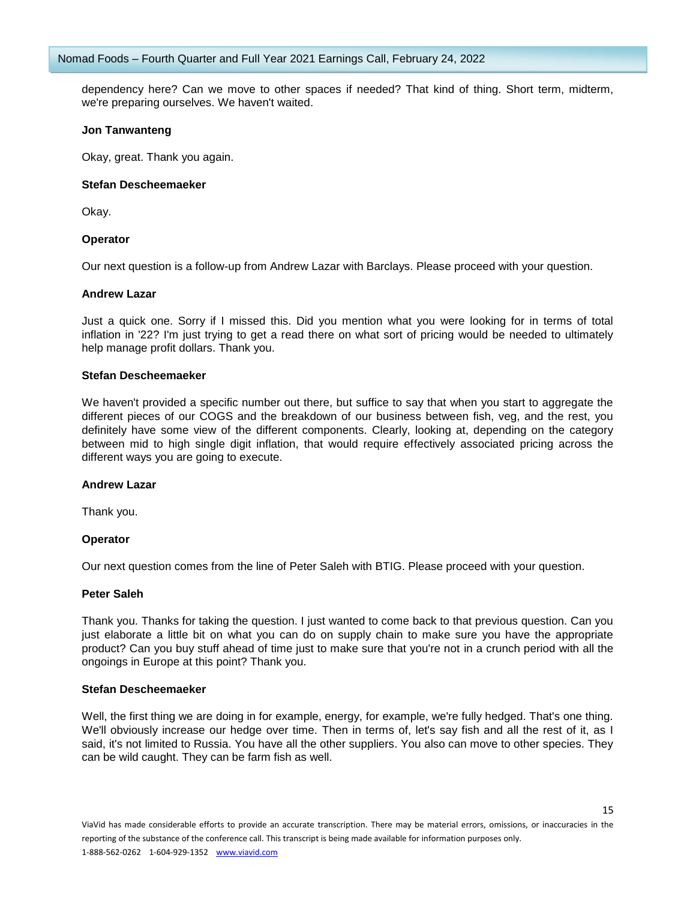dependency here? Can we move to other spaces if needed? That kind of thing. Short term, midterm, we're preparing ourselves. We haven't waited.

**Jon Tanwanteng**

Okay, great. Thank you again.

**Stefan Descheemaeker**

Okay.

**Operator**

Our next question is a follow-up from Andrew Lazar with Barclays. Please proceed with your question.

**Andrew Lazar**

Just a quick one. Sorry if I missed this. Did you mention what you were looking for in terms of total inflation in '22? I'm just trying to get a read there on what sort of pricing would be needed to ultimately help manage profit dollars. Thank you.

**Stefan Descheemaeker**

We haven't provided a specific number out there, but suffice to say that when you start to aggregate the different pieces of our COGS and the breakdown of our business between fish, veg, and the rest, you definitely have some view of the different components. Clearly, looking at, depending on the category between mid to high single digit inflation, that would require effectively associated pricing across the different ways you are going to execute.

**Andrew Lazar**

Thank you.

**Operator**

Our next question comes from the line of Peter Saleh with BTIG. Please proceed with your question.

**Peter Saleh**

Thank you. Thanks for taking the question. I just wanted to come back to that previous question. Can you just elaborate a little bit on what you can do on supply chain to make sure you have the appropriate product? Can you buy stuff ahead of time just to make sure that you're not in a crunch period with all the ongoings in Europe at this point? Thank you.

**Stefan Descheemaeker**

Well, the first thing we are doing in for example, energy, for example, we're fully hedged. That's one thing. We'll obviously increase our hedge over time. Then in terms of, let's say fish and all the rest of it, as I said, it's not limited to Russia. You have all the other suppliers. You also can move to other species. They can be wild caught. They can be farm fish as well.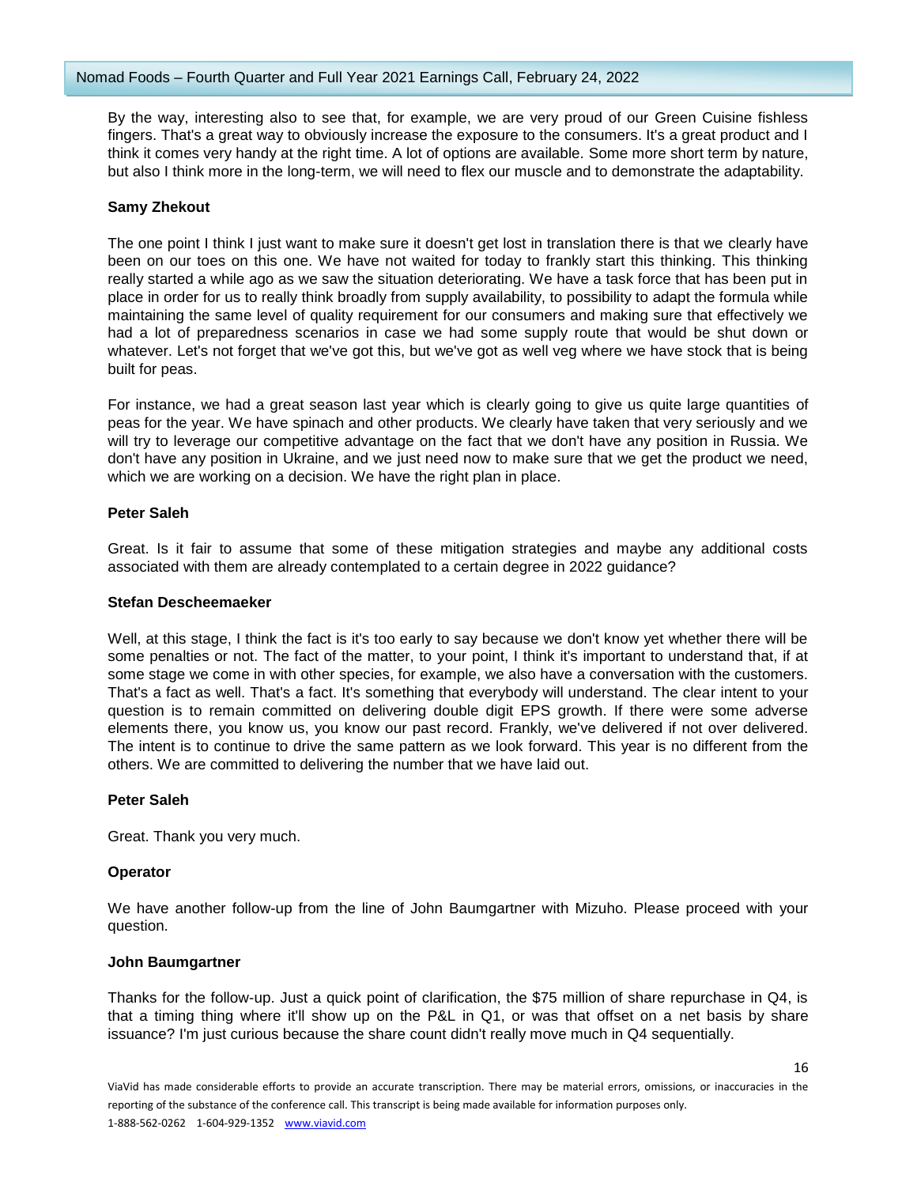By the way, interesting also to see that, for example, we are very proud of our Green Cuisine fishless fingers. That's a great way to obviously increase the exposure to the consumers. It's a great product and I think it comes very handy at the right time. A lot of options are available. Some more short term by nature, but also I think more in the long-term, we will need to flex our muscle and to demonstrate the adaptability.

**Samy Zhekout**

The one point I think I just want to make sure it doesn't get lost in translation there is that we clearly have been on our toes on this one. We have not waited for today to frankly start this thinking. This thinking really started a while ago as we saw the situation deteriorating. We have a task force that has been put in place in order for us to really think broadly from supply availability, to possibility to adapt the formula while maintaining the same level of quality requirement for our consumers and making sure that effectively we had a lot of preparedness scenarios in case we had some supply route that would be shut down or whatever. Let's not forget that we've got this, but we've got as well veg where we have stock that is being built for peas.

For instance, we had a great season last year which is clearly going to give us quite large quantities of peas for the year. We have spinach and other products. We clearly have taken that very seriously and we will try to leverage our competitive advantage on the fact that we don't have any position in Russia. We don't have any position in Ukraine, and we just need now to make sure that we get the product we need, which we are working on a decision. We have the right plan in place.

**Peter Saleh**

Great. Is it fair to assume that some of these mitigation strategies and maybe any additional costs associated with them are already contemplated to a certain degree in 2022 guidance?

**Stefan Descheemaeker**

Well, at this stage, I think the fact is it's too early to say because we don't know yet whether there will be some penalties or not. The fact of the matter, to your point, I think it's important to understand that, if at some stage we come in with other species, for example, we also have a conversation with the customers. That's a fact as well. That's a fact. It's something that everybody will understand. The clear intent to your question is to remain committed on delivering double digit EPS growth. If there were some adverse elements there, you know us, you know our past record. Frankly, we've delivered if not over delivered. The intent is to continue to drive the same pattern as we look forward. This year is no different from the others. We are committed to delivering the number that we have laid out.

**Peter Saleh**

Great. Thank you very much.

**Operator**

We have another follow-up from the line of John Baumgartner with Mizuho. Please proceed with your question.

**John Baumgartner**

Thanks for the follow-up. Just a quick point of clarification, the $75 million of share repurchase in Q4, is that a timing thing where it'll show up on the P&L in Q1, or was that offset on a net basis by share issuance? I'm just curious because the share count didn't really move much in Q4 sequentially.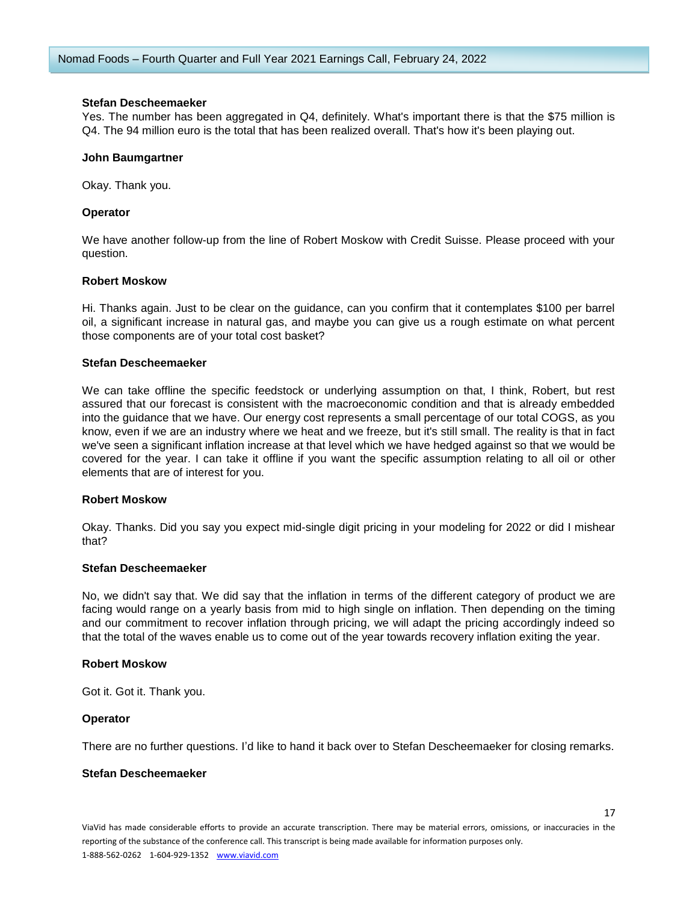**Stefan Descheemaeker**

Yes. The number has been aggregated in Q4, definitely. What's important there is that the $75 million is Q4. The 94 million euro is the total that has been realized overall. That's how it's been playing out.

**John Baumgartner**

Okay. Thank you.

**Operator**

We have another follow-up from the line of Robert Moskow with Credit Suisse. Please proceed with your question.

**Robert Moskow**

Hi. Thanks again. Just to be clear on the guidance, can you confirm that it contemplates $100 per barrel oil, a significant increase in natural gas, and maybe you can give us a rough estimate on what percent those components are of your total cost basket?

**Stefan Descheemaeker**

We can take offline the specific feedstock or underlying assumption on that, I think, Robert, but rest assured that our forecast is consistent with the macroeconomic condition and that is already embedded into the guidance that we have. Our energy cost represents a small percentage of our total COGS, as you know, even if we are an industry where we heat and we freeze, but it's still small. The reality is that in fact we've seen a significant inflation increase at that level which we have hedged against so that we would be covered for the year. I can take it offline if you want the specific assumption relating to all oil or other elements that are of interest for you.

**Robert Moskow**

Okay. Thanks. Did you say you expect mid-single digit pricing in your modeling for 2022 or did I mishear that?

**Stefan Descheemaeker**

No, we didn't say that. We did say that the inflation in terms of the different category of product we are facing would range on a yearly basis from mid to high single on inflation. Then depending on the timing and our commitment to recover inflation through pricing, we will adapt the pricing accordingly indeed so that the total of the waves enable us to come out of the year towards recovery inflation exiting the year.

**Robert Moskow**

Got it. Got it. Thank you.

**Operator**

There are no further questions. I'd like to hand it back over to Stefan Descheemaeker for closing remarks.

**Stefan Descheemaeker**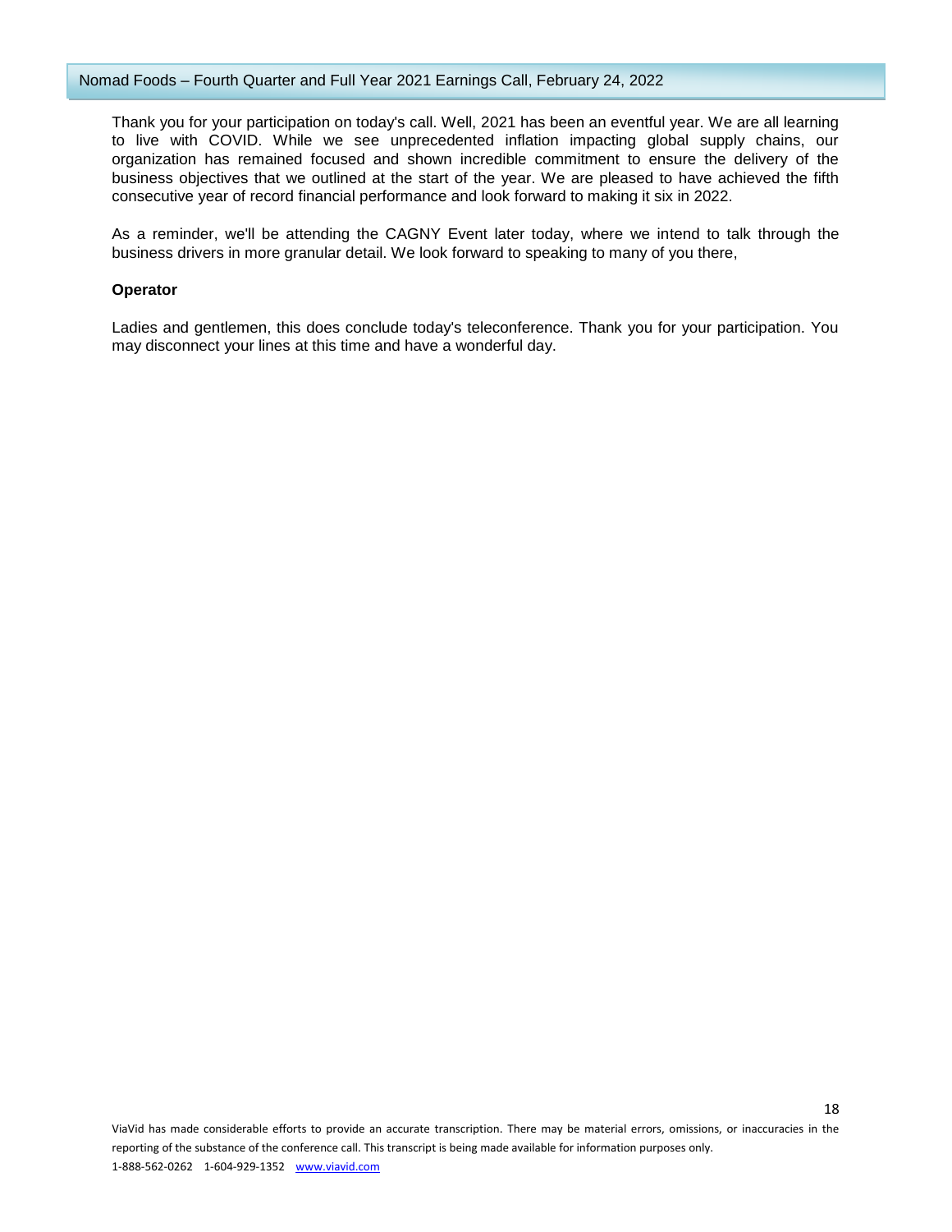Thank you for your participation on today's call. Well, 2021 has been an eventful year. We are all learning to live with COVID. While we see unprecedented inflation impacting global supply chains, our organization has remained focused and shown incredible commitment to ensure the delivery of the business objectives that we outlined at the start of the year. We are pleased to have achieved the fifth consecutive year of record financial performance and look forward to making it six in 2022.

As a reminder, we'll be attending the CAGNY Event later today, where we intend to talk through the business drivers in more granular detail. We look forward to speaking to many of you there,

**Operator**

Ladies and gentlemen, this does conclude today's teleconference. Thank you for your participation. You may disconnect your lines at this time and have a wonderful day.